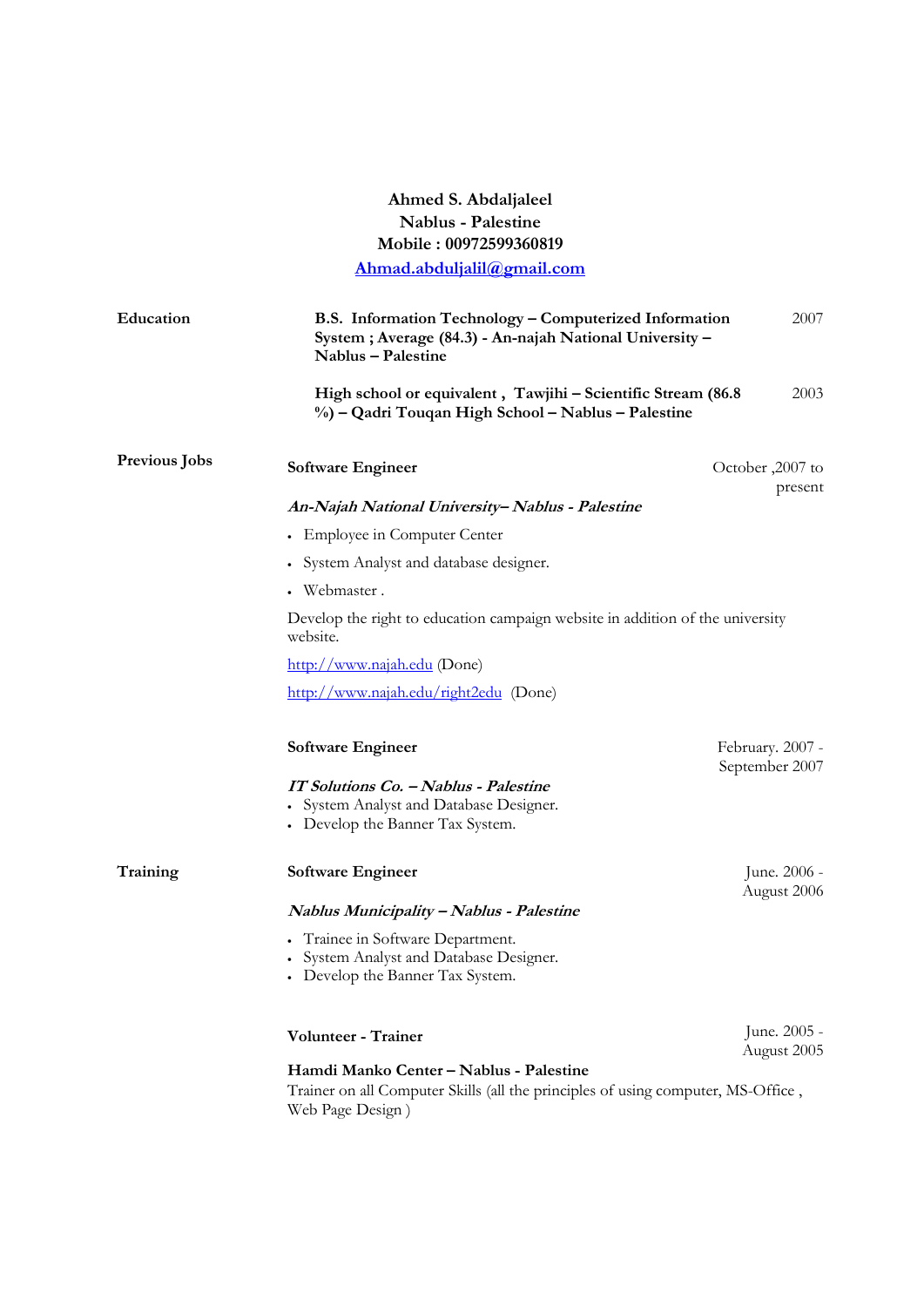**Ahmed S. Abdaljaleel**
**Nablus - Palestine**
**Mobile : 00972599360819**
**[Ahmad.abduljalil@gmail.com](mailto:Ahmad.abduljalil@gmail.com)**

## Education

**B.S. Information Technology – Computerized Information System ; Average (84.3) - An-najah National University – Nablus – Palestine** — 2007

**High school or equivalent , Tawjihi – Scientific Stream (86.8 %) – Qadri Touqan High School – Nablus – Palestine** — 2003

## Previous Jobs

**Software Engineer** — October ,2007 to present

***An-Najah National University– Nablus - Palestine***

- Employee in Computer Center
- System Analyst and database designer.
- Webmaster .

Develop the right to education campaign website in addition of the university website.

http://www.najah.edu (Done)

http://www.najah.edu/right2edu (Done)

**Software Engineer** — February. 2007 - September 2007

***IT Solutions Co. – Nablus - Palestine***

- System Analyst and Database Designer.
- Develop the Banner Tax System.

## Training

**Software Engineer** — June. 2006 - August 2006

***Nablus Municipality – Nablus - Palestine***

- Trainee in Software Department.
- System Analyst and Database Designer.
- Develop the Banner Tax System.

**Volunteer - Trainer** — June. 2005 - August 2005

**Hamdi Manko Center – Nablus - Palestine**

Trainer on all Computer Skills (all the principles of using computer, MS-Office , Web Page Design )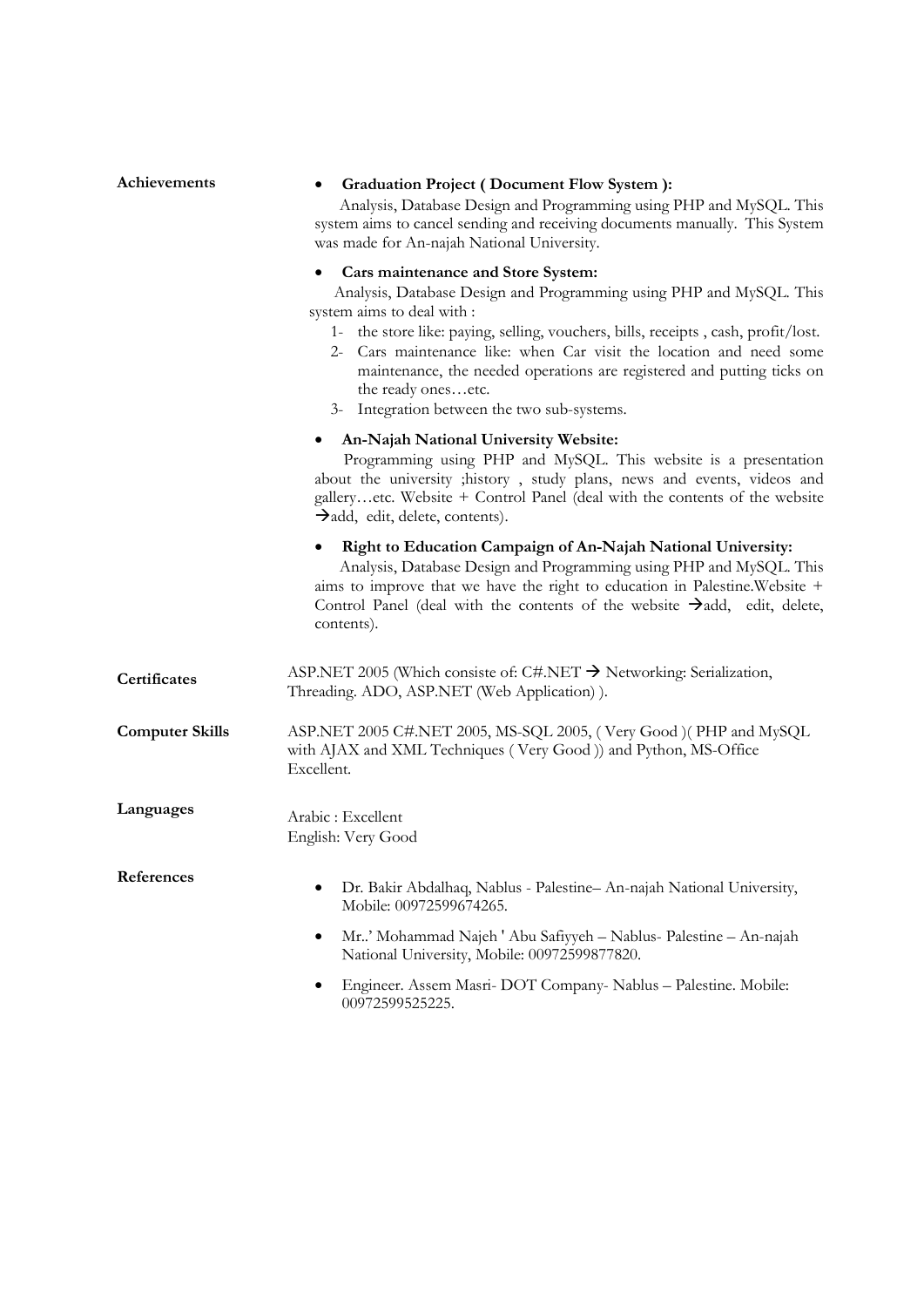## Achievements

- **Graduation Project ( Document Flow System ):**
  Analysis, Database Design and Programming using PHP and MySQL. This system aims to cancel sending and receiving documents manually. This System was made for An-najah National University.

- **Cars maintenance and Store System:**
  Analysis, Database Design and Programming using PHP and MySQL. This system aims to deal with :
  1- the store like: paying, selling, vouchers, bills, receipts , cash, profit/lost.
  2- Cars maintenance like: when Car visit the location and need some maintenance, the needed operations are registered and putting ticks on the ready ones…etc.
  3- Integration between the two sub-systems.

- **An-Najah National University Website:**
  Programming using PHP and MySQL. This website is a presentation about the university ;history , study plans, news and events, videos and gallery…etc. Website + Control Panel (deal with the contents of the website →add, edit, delete, contents).

- **Right to Education Campaign of An-Najah National University:**
  Analysis, Database Design and Programming using PHP and MySQL. This aims to improve that we have the right to education in Palestine.Website + Control Panel (deal with the contents of the website →add, edit, delete, contents).

## Certificates

ASP.NET 2005 (Which consiste of: C#.NET → Networking: Serialization, Threading. ADO, ASP.NET (Web Application) ).

## Computer Skills

ASP.NET 2005 C#.NET 2005, MS-SQL 2005, ( Very Good )( PHP and MySQL with AJAX and XML Techniques ( Very Good )) and Python, MS-Office Excellent.

## Languages

Arabic : Excellent
English: Very Good

## References

- Dr. Bakir Abdalhaq, Nablus - Palestine– An-najah National University, Mobile: 00972599674265.
- Mr..' Mohammad Najeh ' Abu Safiyyeh – Nablus- Palestine – An-najah National University, Mobile: 00972599877820.
- Engineer. Assem Masri- DOT Company- Nablus – Palestine. Mobile: 00972599525225.